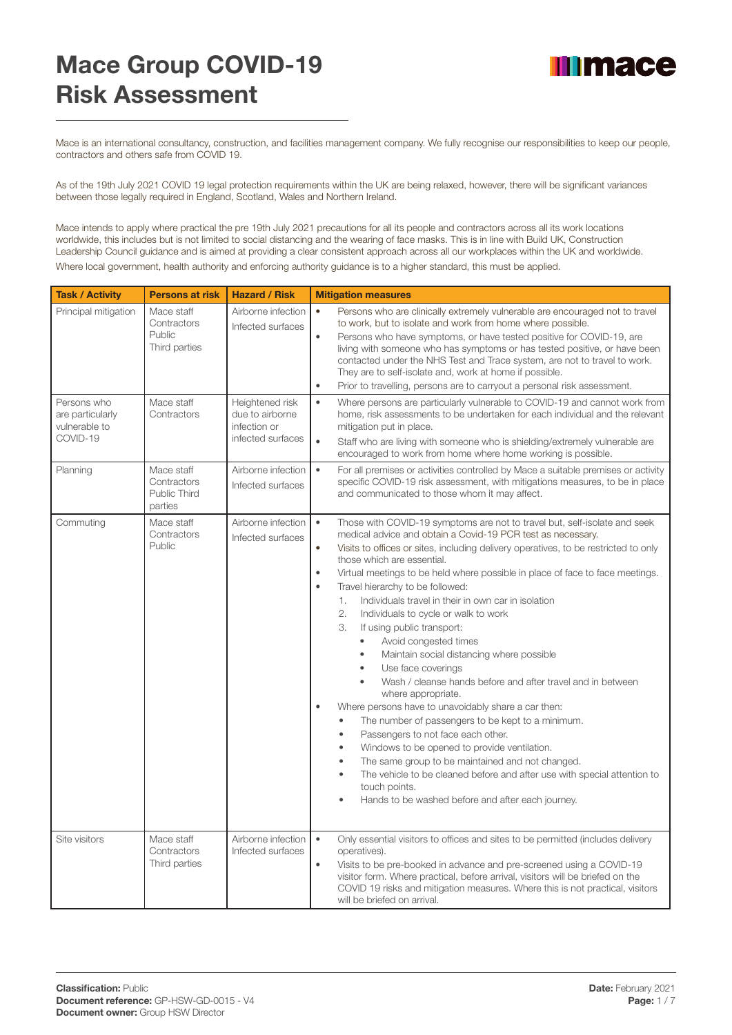# Mace Group COVID-19 Risk Assessment

Mace is an international consultancy, construction, and facilities management company. We fully recognise our responsibilities to keep our people, contractors and others safe from COVID 19.

As of the 19th July 2021 COVID 19 legal protection requirements within the UK are being relaxed, however, there will be significant variances between those legally required in England, Scotland, Wales and Northern Ireland.

Mace intends to apply where practical the pre 19th July 2021 precautions for all its people and contractors across all its work locations worldwide, this includes but is not limited to social distancing and the wearing of face masks. This is in line with Build UK, Construction Leadership Council guidance and is aimed at providing a clear consistent approach across all our workplaces within the UK and worldwide. Where local government, health authority and enforcing authority guidance is to a higher standard, this must be applied.

| Task / Activity | Persons at risk | Hazard / Risk | Mitigation measures |
|---|---|---|---|
| Principal mitigation | Mace staff<br>Contractors<br>Public<br>Third parties | Airborne infection<br>Infected surfaces | • Persons who are clinically extremely vulnerable are encouraged not to travel to work, but to isolate and work from home where possible.<br>• Persons who have symptoms, or have tested positive for COVID-19, are living with someone who has symptoms or has tested positive, or have been contacted under the NHS Test and Trace system, are not to travel to work. They are to self-isolate and, work at home if possible.<br>• Prior to travelling, persons are to carryout a personal risk assessment. |
| Persons who are particularly vulnerable to COVID-19 | Mace staff<br>Contractors | Heightened risk due to airborne infection or infected surfaces | • Where persons are particularly vulnerable to COVID-19 and cannot work from home, risk assessments to be undertaken for each individual and the relevant mitigation put in place.<br>• Staff who are living with someone who is shielding/extremely vulnerable are encouraged to work from home where home working is possible. |
| Planning | Mace staff<br>Contractors<br>Public Third parties | Airborne infection<br>Infected surfaces | • For all premises or activities controlled by Mace a suitable premises or activity specific COVID-19 risk assessment, with mitigations measures, to be in place and communicated to those whom it may affect. |
| Commuting | Mace staff<br>Contractors<br>Public | Airborne infection<br>Infected surfaces | • Those with COVID-19 symptoms are not to travel but, self-isolate and seek medical advice and obtain a Covid-19 PCR test as necessary.<br>• Visits to offices or sites, including delivery operatives, to be restricted to only those which are essential.<br>• Virtual meetings to be held where possible in place of face to face meetings.<br>• Travel hierarchy to be followed:<br>1. Individuals travel in their in own car in isolation<br>2. Individuals to cycle or walk to work<br>3. If using public transport:<br>  ◦ Avoid congested times<br>  ◦ Maintain social distancing where possible<br>  ◦ Use face coverings<br>  ◦ Wash / cleanse hands before and after travel and in between where appropriate.<br>• Where persons have to unavoidably share a car then:<br>  ◦ The number of passengers to be kept to a minimum.<br>  ◦ Passengers to not face each other.<br>  ◦ Windows to be opened to provide ventilation.<br>  ◦ The same group to be maintained and not changed.<br>  ◦ The vehicle to be cleaned before and after use with special attention to touch points.<br>  ◦ Hands to be washed before and after each journey. |
| Site visitors | Mace staff<br>Contractors<br>Third parties | Airborne infection<br>Infected surfaces | • Only essential visitors to offices and sites to be permitted (includes delivery operatives).<br>• Visits to be pre-booked in advance and pre-screened using a COVID-19 visitor form. Where practical, before arrival, visitors will be briefed on the COVID 19 risks and mitigation measures. Where this is not practical, visitors will be briefed on arrival. |

**Classification:** Public
**Document reference:** GP-HSW-GD-0015 - V4
**Document owner:** Group HSW Director
**Date:** February 2021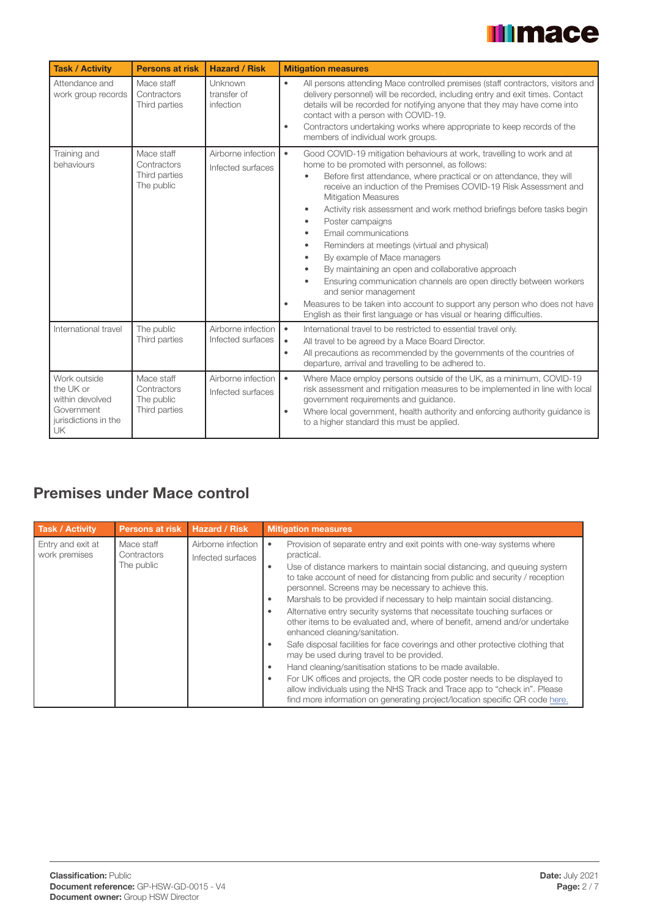| Task / Activity | Persons at risk | Hazard / Risk | Mitigation measures |
|---|---|---|---|
| Attendance and work group records | Mace staff<br>Contractors<br>Third parties | Unknown transfer of infection | • All persons attending Mace controlled premises (staff contractors, visitors and delivery personnel) will be recorded, including entry and exit times. Contact details will be recorded for notifying anyone that they may have come into contact with a person with COVID-19.<br>• Contractors undertaking works where appropriate to keep records of the members of individual work groups. |
| Training and behaviours | Mace staff<br>Contractors<br>Third parties<br>The public | Airborne infection<br>Infected surfaces | • Good COVID-19 mitigation behaviours at work, travelling to work and at home to be promoted with personnel, as follows:<br>  ◦ Before first attendance, where practical or on attendance, they will receive an induction of the Premises COVID-19 Risk Assessment and Mitigation Measures<br>  ◦ Activity risk assessment and work method briefings before tasks begin<br>  ◦ Poster campaigns<br>  ◦ Email communications<br>  ◦ Reminders at meetings (virtual and physical)<br>  ◦ By example of Mace managers<br>  ◦ By maintaining an open and collaborative approach<br>  ◦ Ensuring communication channels are open directly between workers and senior management<br>• Measures to be taken into account to support any person who does not have English as their first language or has visual or hearing difficulties. |
| International travel | The public<br>Third parties | Airborne infection<br>Infected surfaces | • International travel to be restricted to essential travel only.<br>• All travel to be agreed by a Mace Board Director.<br>• All precautions as recommended by the governments of the countries of departure, arrival and travelling to be adhered to. |
| Work outside the UK or within devolved Government jurisdictions in the UK | Mace staff<br>Contractors<br>The public<br>Third parties | Airborne infection<br>Infected surfaces | • Where Mace employ persons outside of the UK, as a minimum, COVID-19 risk assessment and mitigation measures to be implemented in line with local government requirements and guidance.<br>• Where local government, health authority and enforcing authority guidance is to a higher standard this must be applied. |

## Premises under Mace control

| Task / Activity | Persons at risk | Hazard / Risk | Mitigation measures |
|---|---|---|---|
| Entry and exit at work premises | Mace staff<br>Contractors<br>The public | Airborne infection<br>Infected surfaces | • Provision of separate entry and exit points with one-way systems where practical.<br>• Use of distance markers to maintain social distancing, and queuing system to take account of need for distancing from public and security / reception personnel. Screens may be necessary to achieve this.<br>• Marshals to be provided if necessary to help maintain social distancing.<br>• Alternative entry security systems that necessitate touching surfaces or other items to be evaluated and, where of benefit, amend and/or undertake enhanced cleaning/sanitation.<br>• Safe disposal facilities for face coverings and other protective clothing that may be used during travel to be provided.<br>• Hand cleaning/sanitisation stations to be made available.<br>• For UK offices and projects, the QR code poster needs to be displayed to allow individuals using the NHS Track and Trace app to "check in". Please find more information on generating project/location specific QR code here. |

**Classification:** Public
**Document reference:** GP-HSW-GD-0015 - V4
**Document owner:** Group HSW Director
**Date:** July 2021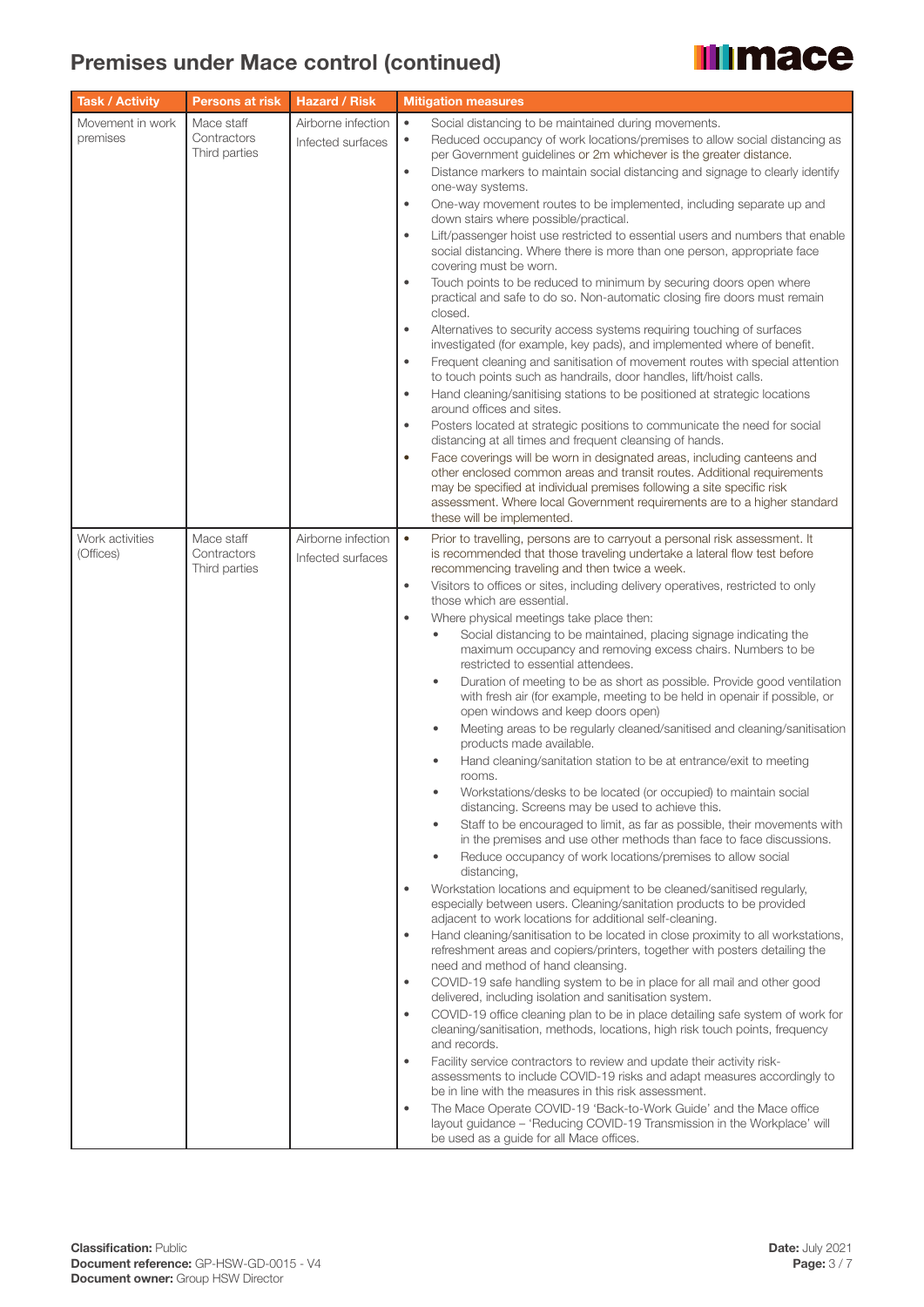# Premises under Mace control (continued)

| Task / Activity | Persons at risk | Hazard / Risk | Mitigation measures |
|---|---|---|---|
| Movement in work premises | Mace staff<br>Contractors<br>Third parties | Airborne infection<br>Infected surfaces | • Social distancing to be maintained during movements.<br>• Reduced occupancy of work locations/premises to allow social distancing as per Government guidelines or 2m whichever is the greater distance.<br>• Distance markers to maintain social distancing and signage to clearly identify one-way systems.<br>• One-way movement routes to be implemented, including separate up and down stairs where possible/practical.<br>• Lift/passenger hoist use restricted to essential users and numbers that enable social distancing. Where there is more than one person, appropriate face covering must be worn.<br>• Touch points to be reduced to minimum by securing doors open where practical and safe to do so. Non-automatic closing fire doors must remain closed.<br>• Alternatives to security access systems requiring touching of surfaces investigated (for example, key pads), and implemented where of benefit.<br>• Frequent cleaning and sanitisation of movement routes with special attention to touch points such as handrails, door handles, lift/hoist calls.<br>• Hand cleaning/sanitising stations to be positioned at strategic locations around offices and sites.<br>• Posters located at strategic positions to communicate the need for social distancing at all times and frequent cleansing of hands.<br>• Face coverings will be worn in designated areas, including canteens and other enclosed common areas and transit routes. Additional requirements may be specified at individual premises following a site specific risk assessment. Where local Government requirements are to a higher standard these will be implemented. |
| Work activities (Offices) | Mace staff<br>Contractors<br>Third parties | Airborne infection<br>Infected surfaces | • Prior to travelling, persons are to carryout a personal risk assessment. It is recommended that those traveling undertake a lateral flow test before recommencing traveling and then twice a week.<br>• Visitors to offices or sites, including delivery operatives, restricted to only those which are essential.<br>• Where physical meetings take place then:<br>&nbsp;&nbsp;◦ Social distancing to be maintained, placing signage indicating the maximum occupancy and removing excess chairs. Numbers to be restricted to essential attendees.<br>&nbsp;&nbsp;◦ Duration of meeting to be as short as possible. Provide good ventilation with fresh air (for example, meeting to be held in openair if possible, or open windows and keep doors open)<br>&nbsp;&nbsp;◦ Meeting areas to be regularly cleaned/sanitised and cleaning/sanitisation products made available.<br>&nbsp;&nbsp;◦ Hand cleaning/sanitation station to be at entrance/exit to meeting rooms.<br>&nbsp;&nbsp;◦ Workstations/desks to be located (or occupied) to maintain social distancing. Screens may be used to achieve this.<br>&nbsp;&nbsp;◦ Staff to be encouraged to limit, as far as possible, their movements with in the premises and use other methods than face to face discussions.<br>&nbsp;&nbsp;◦ Reduce occupancy of work locations/premises to allow social distancing,<br>• Workstation locations and equipment to be cleaned/sanitised regularly, especially between users. Cleaning/sanitation products to be provided adjacent to work locations for additional self-cleaning.<br>• Hand cleaning/sanitisation to be located in close proximity to all workstations, refreshment areas and copiers/printers, together with posters detailing the need and method of hand cleansing.<br>• COVID-19 safe handling system to be in place for all mail and other good delivered, including isolation and sanitisation system.<br>• COVID-19 office cleaning plan to be in place detailing safe system of work for cleaning/sanitisation, methods, locations, high risk touch points, frequency and records.<br>• Facility service contractors to review and update their activity risk-assessments to include COVID-19 risks and adapt measures accordingly to be in line with the measures in this risk assessment.<br>• The Mace Operate COVID-19 'Back-to-Work Guide' and the Mace office layout guidance – 'Reducing COVID-19 Transmission in the Workplace' will be used as a guide for all Mace offices. |

**Classification:** Public
**Document reference:** GP-HSW-GD-0015 - V4
**Document owner:** Group HSW Director
**Date:** July 2021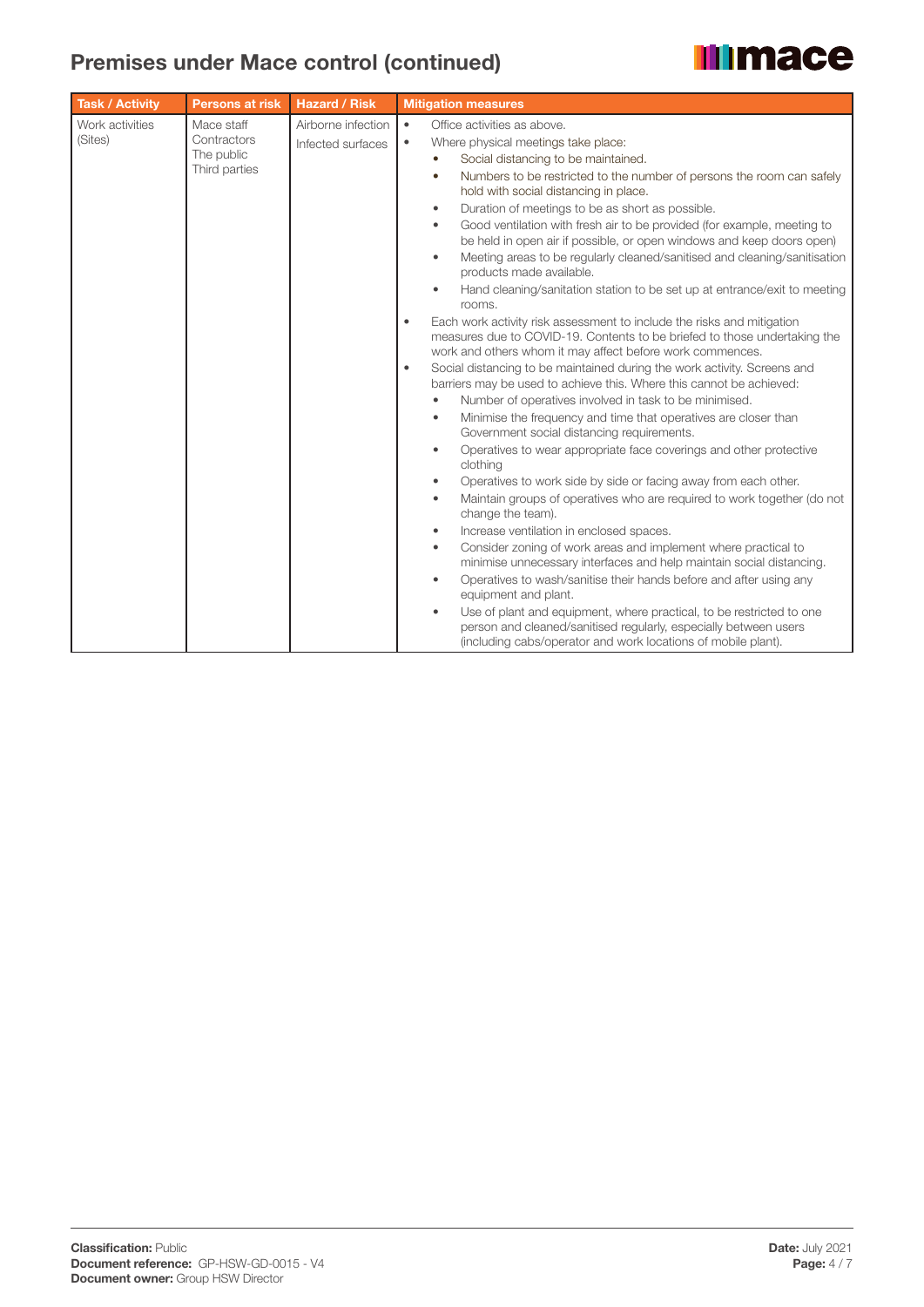# Premises under Mace control (continued)

| Task / Activity | Persons at risk | Hazard / Risk | Mitigation measures |
|---|---|---|---|
| Work activities (Sites) | Mace staff<br>Contractors<br>The public<br>Third parties | Airborne infection<br>Infected surfaces | • Office activities as above.<br>• Where physical meetings take place:<br>&nbsp;&nbsp;◦ Social distancing to be maintained.<br>&nbsp;&nbsp;◦ Numbers to be restricted to the number of persons the room can safely hold with social distancing in place.<br>&nbsp;&nbsp;◦ Duration of meetings to be as short as possible.<br>&nbsp;&nbsp;◦ Good ventilation with fresh air to be provided (for example, meeting to be held in open air if possible, or open windows and keep doors open)<br>&nbsp;&nbsp;◦ Meeting areas to be regularly cleaned/sanitised and cleaning/sanitisation products made available.<br>&nbsp;&nbsp;◦ Hand cleaning/sanitation station to be set up at entrance/exit to meeting rooms.<br>• Each work activity risk assessment to include the risks and mitigation measures due to COVID-19. Contents to be briefed to those undertaking the work and others whom it may affect before work commences.<br>• Social distancing to be maintained during the work activity. Screens and barriers may be used to achieve this. Where this cannot be achieved:<br>&nbsp;&nbsp;◦ Number of operatives involved in task to be minimised.<br>&nbsp;&nbsp;◦ Minimise the frequency and time that operatives are closer than Government social distancing requirements.<br>&nbsp;&nbsp;◦ Operatives to wear appropriate face coverings and other protective clothing<br>&nbsp;&nbsp;◦ Operatives to work side by side or facing away from each other.<br>&nbsp;&nbsp;◦ Maintain groups of operatives who are required to work together (do not change the team).<br>&nbsp;&nbsp;◦ Increase ventilation in enclosed spaces.<br>&nbsp;&nbsp;◦ Consider zoning of work areas and implement where practical to minimise unnecessary interfaces and help maintain social distancing.<br>&nbsp;&nbsp;◦ Operatives to wash/sanitise their hands before and after using any equipment and plant.<br>&nbsp;&nbsp;◦ Use of plant and equipment, where practical, to be restricted to one person and cleaned/sanitised regularly, especially between users (including cabs/operator and work locations of mobile plant). |

**Classification:** Public
**Document reference:** GP-HSW-GD-0015 - V4
**Document owner:** Group HSW Director
**Date:** July 2021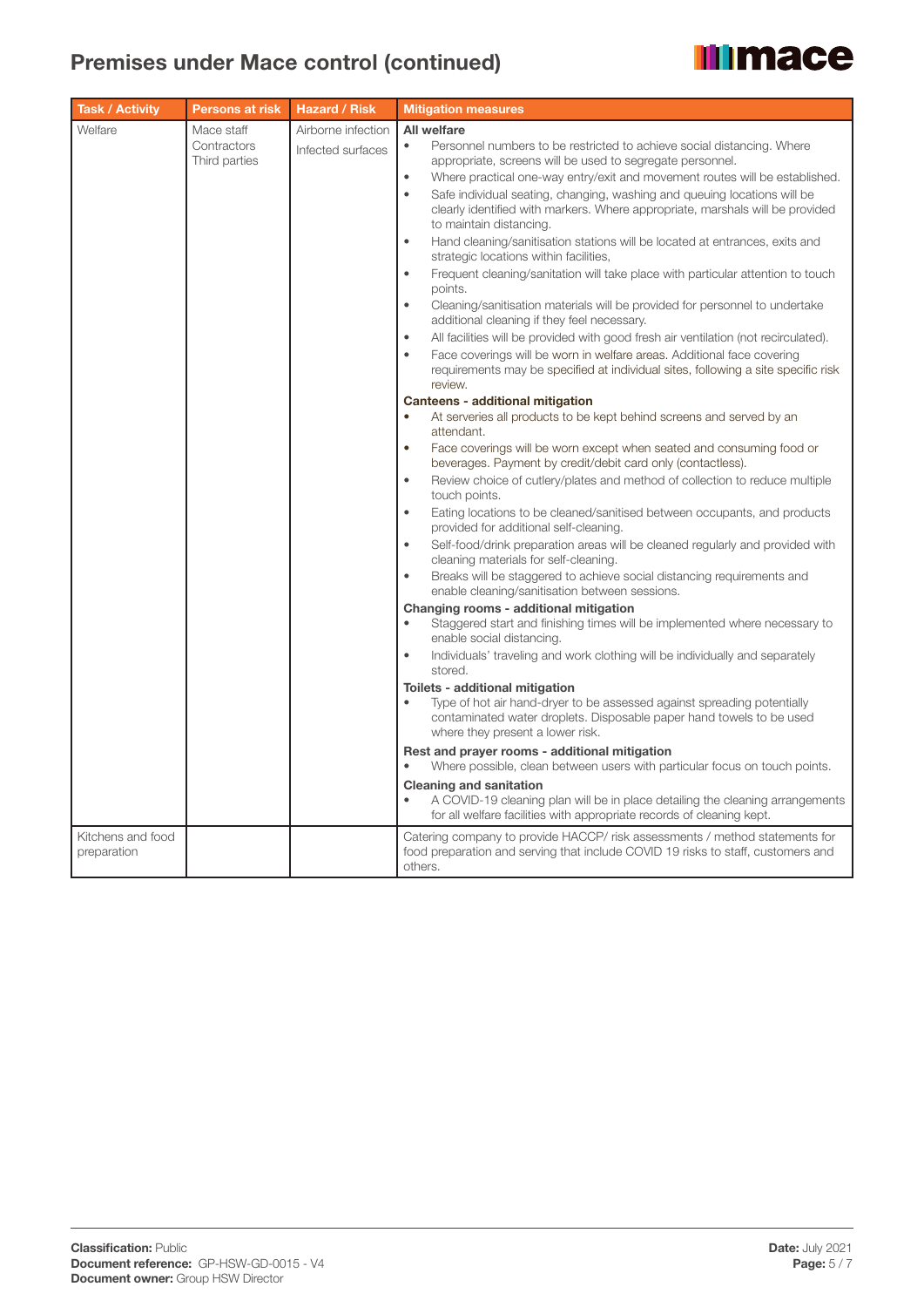## Premises under Mace control (continued)

| Task / Activity | Persons at risk | Hazard / Risk | Mitigation measures |
|---|---|---|---|
| Welfare | Mace staff<br>Contractors<br>Third parties | Airborne infection<br>Infected surfaces | **All welfare**<br>• Personnel numbers to be restricted to achieve social distancing. Where appropriate, screens will be used to segregate personnel.<br>• Where practical one-way entry/exit and movement routes will be established.<br>• Safe individual seating, changing, washing and queuing locations will be clearly identified with markers. Where appropriate, marshals will be provided to maintain distancing.<br>• Hand cleaning/sanitisation stations will be located at entrances, exits and strategic locations within facilities,<br>• Frequent cleaning/sanitation will take place with particular attention to touch points.<br>• Cleaning/sanitisation materials will be provided for personnel to undertake additional cleaning if they feel necessary.<br>• All facilities will be provided with good fresh air ventilation (not recirculated).<br>• Face coverings will be worn in welfare areas. Additional face covering requirements may be specified at individual sites, following a site specific risk review.<br>**Canteens - additional mitigation**<br>• At serveries all products to be kept behind screens and served by an attendant.<br>• Face coverings will be worn except when seated and consuming food or beverages. Payment by credit/debit card only (contactless).<br>• Review choice of cutlery/plates and method of collection to reduce multiple touch points.<br>• Eating locations to be cleaned/sanitised between occupants, and products provided for additional self-cleaning.<br>• Self-food/drink preparation areas will be cleaned regularly and provided with cleaning materials for self-cleaning.<br>• Breaks will be staggered to achieve social distancing requirements and enable cleaning/sanitisation between sessions.<br>**Changing rooms - additional mitigation**<br>• Staggered start and finishing times will be implemented where necessary to enable social distancing.<br>• Individuals' traveling and work clothing will be individually and separately stored.<br>**Toilets - additional mitigation**<br>• Type of hot air hand-dryer to be assessed against spreading potentially contaminated water droplets. Disposable paper hand towels to be used where they present a lower risk.<br>**Rest and prayer rooms - additional mitigation**<br>• Where possible, clean between users with particular focus on touch points.<br>**Cleaning and sanitation**<br>• A COVID-19 cleaning plan will be in place detailing the cleaning arrangements for all welfare facilities with appropriate records of cleaning kept. |
| Kitchens and food preparation | | | Catering company to provide HACCP/ risk assessments / method statements for food preparation and serving that include COVID 19 risks to staff, customers and others. |

**Classification:** Public
**Document reference:** GP-HSW-GD-0015 - V4
**Document owner:** Group HSW Director
**Date:** July 2021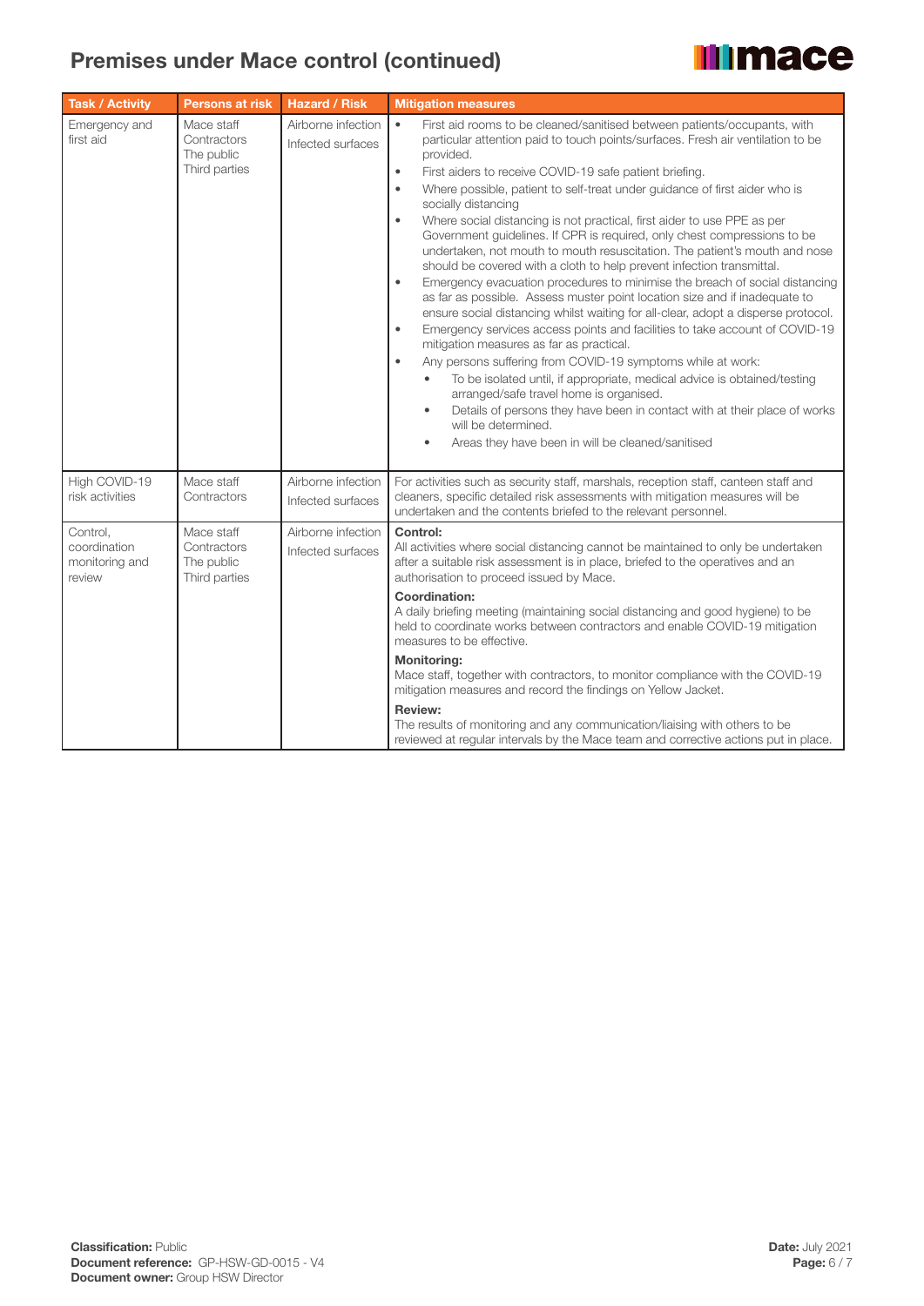# Premises under Mace control (continued)

| Task / Activity | Persons at risk | Hazard / Risk | Mitigation measures |
|---|---|---|---|
| Emergency and first aid | Mace staff<br>Contractors<br>The public<br>Third parties | Airborne infection<br>Infected surfaces | • First aid rooms to be cleaned/sanitised between patients/occupants, with particular attention paid to touch points/surfaces. Fresh air ventilation to be provided.<br>• First aiders to receive COVID-19 safe patient briefing.<br>• Where possible, patient to self-treat under guidance of first aider who is socially distancing<br>• Where social distancing is not practical, first aider to use PPE as per Government guidelines. If CPR is required, only chest compressions to be undertaken, not mouth to mouth resuscitation. The patient's mouth and nose should be covered with a cloth to help prevent infection transmittal.<br>• Emergency evacuation procedures to minimise the breach of social distancing as far as possible. Assess muster point location size and if inadequate to ensure social distancing whilst waiting for all-clear, adopt a disperse protocol.<br>• Emergency services access points and facilities to take account of COVID-19 mitigation measures as far as practical.<br>• Any persons suffering from COVID-19 symptoms while at work:<br>&nbsp;&nbsp;&nbsp;&nbsp;• To be isolated until, if appropriate, medical advice is obtained/testing arranged/safe travel home is organised.<br>&nbsp;&nbsp;&nbsp;&nbsp;• Details of persons they have been in contact with at their place of works will be determined.<br>&nbsp;&nbsp;&nbsp;&nbsp;• Areas they have been in will be cleaned/sanitised |
| High COVID-19 risk activities | Mace staff<br>Contractors | Airborne infection<br>Infected surfaces | For activities such as security staff, marshals, reception staff, canteen staff and cleaners, specific detailed risk assessments with mitigation measures will be undertaken and the contents briefed to the relevant personnel. |
| Control, coordination monitoring and review | Mace staff<br>Contractors<br>The public<br>Third parties | Airborne infection<br>Infected surfaces | **Control:**<br>All activities where social distancing cannot be maintained to only be undertaken after a suitable risk assessment is in place, briefed to the operatives and an authorisation to proceed issued by Mace.<br>**Coordination:**<br>A daily briefing meeting (maintaining social distancing and good hygiene) to be held to coordinate works between contractors and enable COVID-19 mitigation measures to be effective.<br>**Monitoring:**<br>Mace staff, together with contractors, to monitor compliance with the COVID-19 mitigation measures and record the findings on Yellow Jacket.<br>**Review:**<br>The results of monitoring and any communication/liaising with others to be reviewed at regular intervals by the Mace team and corrective actions put in place. |

**Classification:** Public
**Document reference:** GP-HSW-GD-0015 - V4
**Document owner:** Group HSW Director

**Date:** July 2021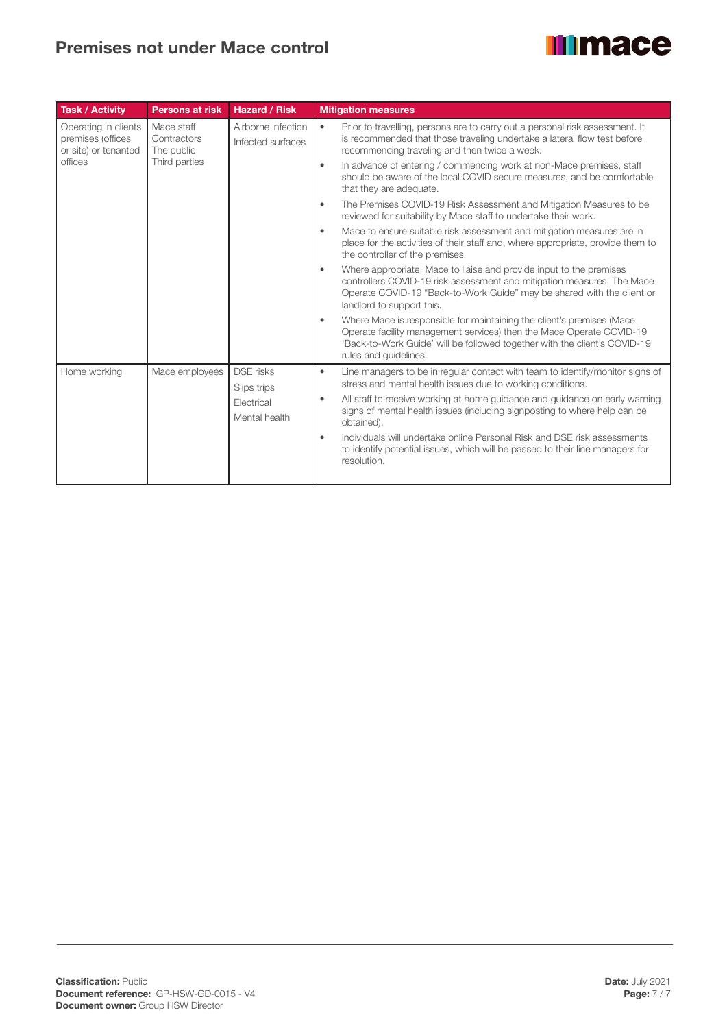## Premises not under Mace control

| Task / Activity | Persons at risk | Hazard / Risk | Mitigation measures |
|---|---|---|---|
| Operating in clients premises (offices or site) or tenanted offices | Mace staff<br>Contractors<br>The public<br>Third parties | Airborne infection<br>Infected surfaces | • Prior to travelling, persons are to carry out a personal risk assessment. It is recommended that those traveling undertake a lateral flow test before recommencing traveling and then twice a week.<br>• In advance of entering / commencing work at non-Mace premises, staff should be aware of the local COVID secure measures, and be comfortable that they are adequate.<br>• The Premises COVID-19 Risk Assessment and Mitigation Measures to be reviewed for suitability by Mace staff to undertake their work.<br>• Mace to ensure suitable risk assessment and mitigation measures are in place for the activities of their staff and, where appropriate, provide them to the controller of the premises.<br>• Where appropriate, Mace to liaise and provide input to the premises controllers COVID-19 risk assessment and mitigation measures. The Mace Operate COVID-19 "Back-to-Work Guide" may be shared with the client or landlord to support this.<br>• Where Mace is responsible for maintaining the client's premises (Mace Operate facility management services) then the Mace Operate COVID-19 'Back-to-Work Guide' will be followed together with the client's COVID-19 rules and guidelines. |
| Home working | Mace employees | DSE risks<br>Slips trips<br>Electrical<br>Mental health | • Line managers to be in regular contact with team to identify/monitor signs of stress and mental health issues due to working conditions.<br>• All staff to receive working at home guidance and guidance on early warning signs of mental health issues (including signposting to where help can be obtained).<br>• Individuals will undertake online Personal Risk and DSE risk assessments to identify potential issues, which will be passed to their line managers for resolution. |

**Classification:** Public
**Document reference:** GP-HSW-GD-0015 - V4
**Document owner:** Group HSW Director
**Date:** July 2021